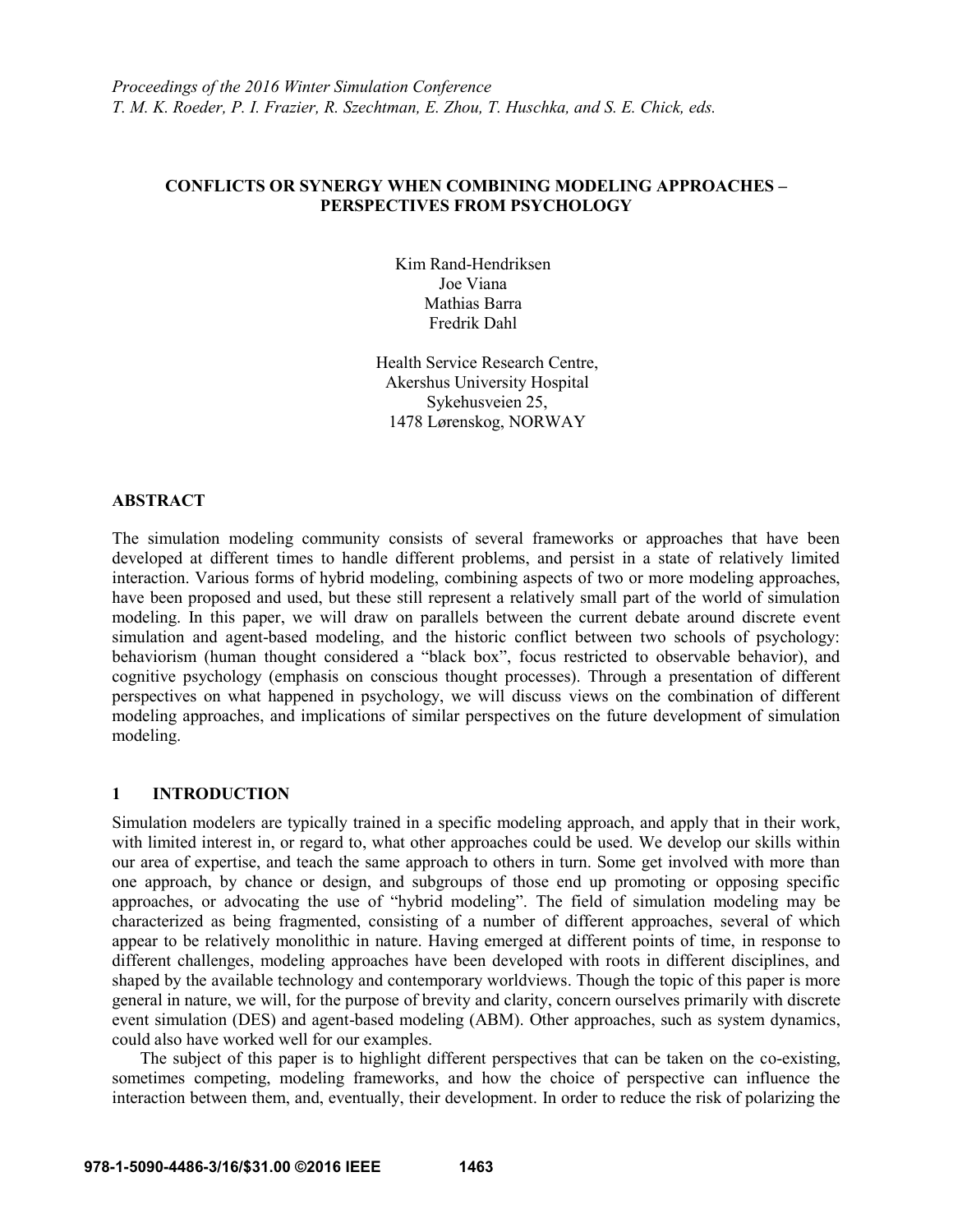*Proceedings of the 2016 Winter Simulation Conference*
*T. M. K. Roeder, P. I. Frazier, R. Szechtman, E. Zhou, T. Huschka, and S. E. Chick, eds.*

# CONFLICTS OR SYNERGY WHEN COMBINING MODELING APPROACHES – PERSPECTIVES FROM PSYCHOLOGY

Kim Rand-Hendriksen
Joe Viana
Mathias Barra
Fredrik Dahl

Health Service Research Centre,
Akershus University Hospital
Sykehusveien 25,
1478 Lørenskog, NORWAY

## ABSTRACT

The simulation modeling community consists of several frameworks or approaches that have been developed at different times to handle different problems, and persist in a state of relatively limited interaction. Various forms of hybrid modeling, combining aspects of two or more modeling approaches, have been proposed and used, but these still represent a relatively small part of the world of simulation modeling. In this paper, we will draw on parallels between the current debate around discrete event simulation and agent-based modeling, and the historic conflict between two schools of psychology: behaviorism (human thought considered a "black box", focus restricted to observable behavior), and cognitive psychology (emphasis on conscious thought processes). Through a presentation of different perspectives on what happened in psychology, we will discuss views on the combination of different modeling approaches, and implications of similar perspectives on the future development of simulation modeling.

## 1 INTRODUCTION

Simulation modelers are typically trained in a specific modeling approach, and apply that in their work, with limited interest in, or regard to, what other approaches could be used. We develop our skills within our area of expertise, and teach the same approach to others in turn. Some get involved with more than one approach, by chance or design, and subgroups of those end up promoting or opposing specific approaches, or advocating the use of "hybrid modeling". The field of simulation modeling may be characterized as being fragmented, consisting of a number of different approaches, several of which appear to be relatively monolithic in nature. Having emerged at different points of time, in response to different challenges, modeling approaches have been developed with roots in different disciplines, and shaped by the available technology and contemporary worldviews. Though the topic of this paper is more general in nature, we will, for the purpose of brevity and clarity, concern ourselves primarily with discrete event simulation (DES) and agent-based modeling (ABM). Other approaches, such as system dynamics, could also have worked well for our examples.

The subject of this paper is to highlight different perspectives that can be taken on the co-existing, sometimes competing, modeling frameworks, and how the choice of perspective can influence the interaction between them, and, eventually, their development. In order to reduce the risk of polarizing the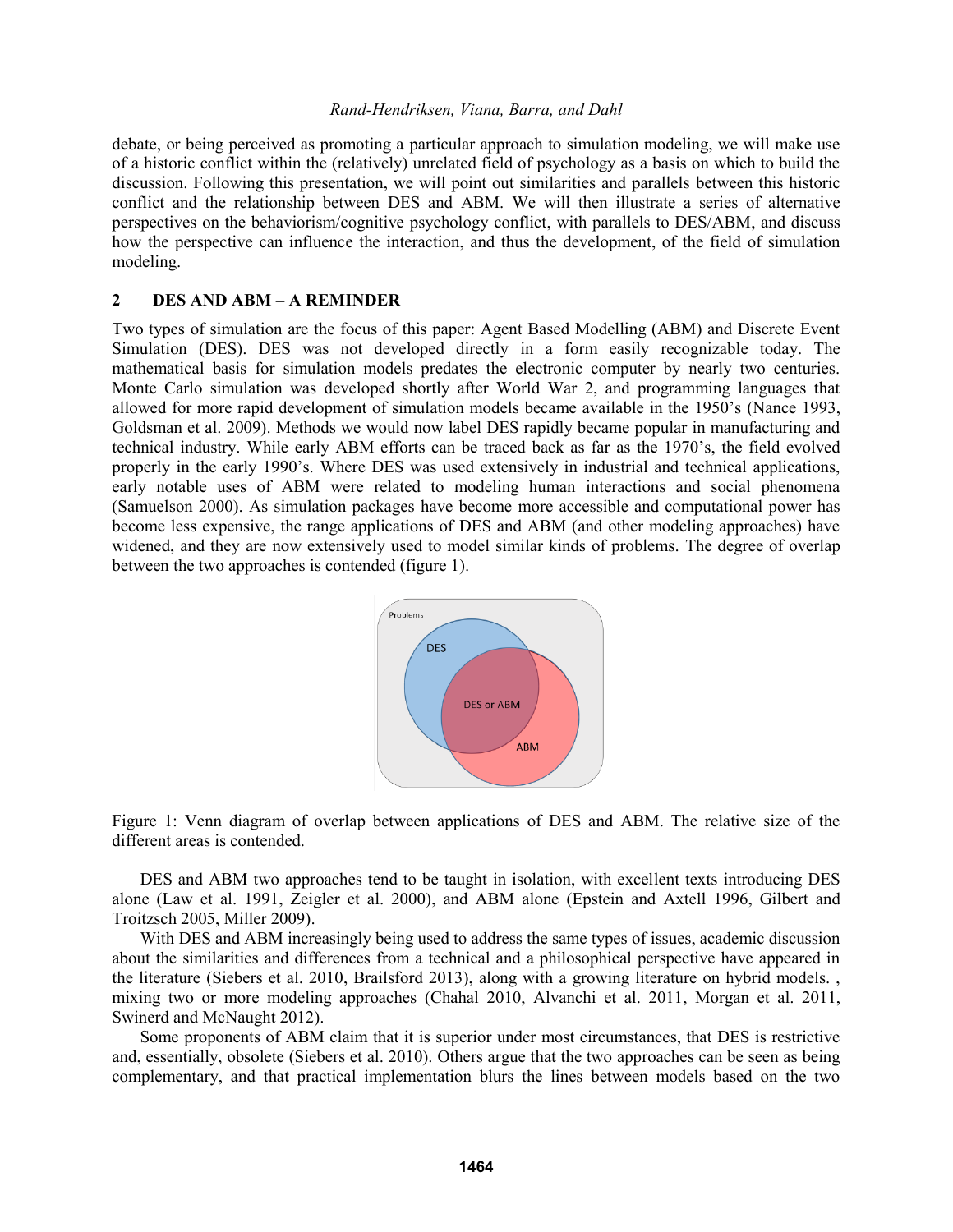debate, or being perceived as promoting a particular approach to simulation modeling, we will make use of a historic conflict within the (relatively) unrelated field of psychology as a basis on which to build the discussion. Following this presentation, we will point out similarities and parallels between this historic conflict and the relationship between DES and ABM. We will then illustrate a series of alternative perspectives on the behaviorism/cognitive psychology conflict, with parallels to DES/ABM, and discuss how the perspective can influence the interaction, and thus the development, of the field of simulation modeling.

## 2 DES AND ABM – A REMINDER

Two types of simulation are the focus of this paper: Agent Based Modelling (ABM) and Discrete Event Simulation (DES). DES was not developed directly in a form easily recognizable today. The mathematical basis for simulation models predates the electronic computer by nearly two centuries. Monte Carlo simulation was developed shortly after World War 2, and programming languages that allowed for more rapid development of simulation models became available in the 1950's (Nance 1993, Goldsman et al. 2009). Methods we would now label DES rapidly became popular in manufacturing and technical industry. While early ABM efforts can be traced back as far as the 1970's, the field evolved properly in the early 1990's. Where DES was used extensively in industrial and technical applications, early notable uses of ABM were related to modeling human interactions and social phenomena (Samuelson 2000). As simulation packages have become more accessible and computational power has become less expensive, the range applications of DES and ABM (and other modeling approaches) have widened, and they are now extensively used to model similar kinds of problems. The degree of overlap between the two approaches is contended (figure 1).

Figure 1: Venn diagram of overlap between applications of DES and ABM. The relative size of the different areas is contended.

DES and ABM two approaches tend to be taught in isolation, with excellent texts introducing DES alone (Law et al. 1991, Zeigler et al. 2000), and ABM alone (Epstein and Axtell 1996, Gilbert and Troitzsch 2005, Miller 2009).

With DES and ABM increasingly being used to address the same types of issues, academic discussion about the similarities and differences from a technical and a philosophical perspective have appeared in the literature (Siebers et al. 2010, Brailsford 2013), along with a growing literature on hybrid models. , mixing two or more modeling approaches (Chahal 2010, Alvanchi et al. 2011, Morgan et al. 2011, Swinerd and McNaught 2012).

Some proponents of ABM claim that it is superior under most circumstances, that DES is restrictive and, essentially, obsolete (Siebers et al. 2010). Others argue that the two approaches can be seen as being complementary, and that practical implementation blurs the lines between models based on the two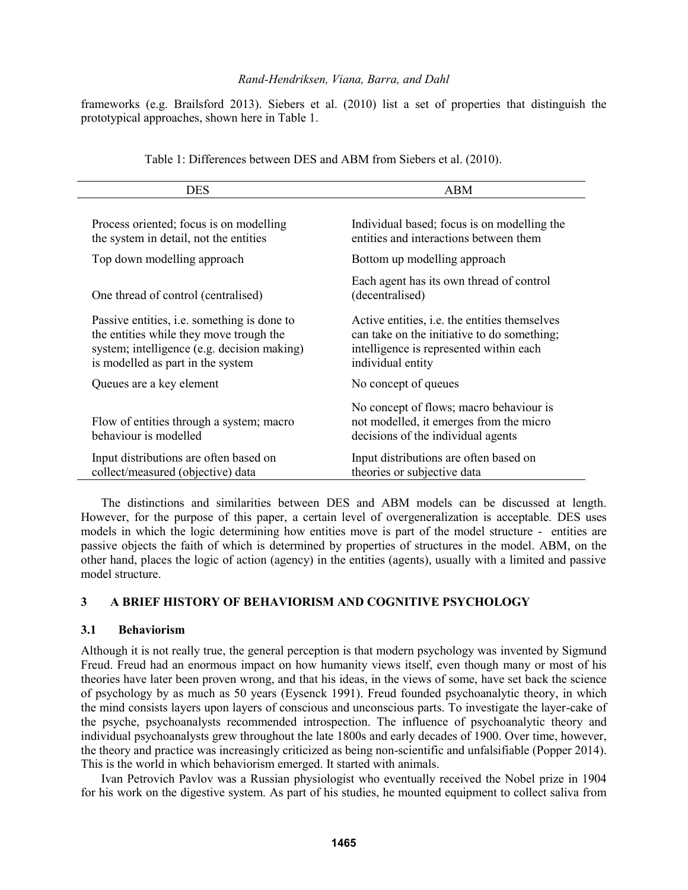frameworks (e.g. Brailsford 2013). Siebers et al. (2010) list a set of properties that distinguish the prototypical approaches, shown here in Table 1.

Table 1: Differences between DES and ABM from Siebers et al. (2010).

| DES | ABM |
|---|---|
| Process oriented; focus is on modelling the system in detail, not the entities | Individual based; focus is on modelling the entities and interactions between them |
| Top down modelling approach | Bottom up modelling approach |
| One thread of control (centralised) | Each agent has its own thread of control (decentralised) |
| Passive entities, i.e. something is done to the entities while they move trough the system; intelligence (e.g. decision making) is modelled as part in the system | Active entities, i.e. the entities themselves can take on the initiative to do something; intelligence is represented within each individual entity |
| Queues are a key element | No concept of queues |
| Flow of entities through a system; macro behaviour is modelled | No concept of flows; macro behaviour is not modelled, it emerges from the micro decisions of the individual agents |
| Input distributions are often based on collect/measured (objective) data | Input distributions are often based on theories or subjective data |

The distinctions and similarities between DES and ABM models can be discussed at length. However, for the purpose of this paper, a certain level of overgeneralization is acceptable. DES uses models in which the logic determining how entities move is part of the model structure - entities are passive objects the faith of which is determined by properties of structures in the model. ABM, on the other hand, places the logic of action (agency) in the entities (agents), usually with a limited and passive model structure.

## 3 A BRIEF HISTORY OF BEHAVIORISM AND COGNITIVE PSYCHOLOGY

### 3.1 Behaviorism

Although it is not really true, the general perception is that modern psychology was invented by Sigmund Freud. Freud had an enormous impact on how humanity views itself, even though many or most of his theories have later been proven wrong, and that his ideas, in the views of some, have set back the science of psychology by as much as 50 years (Eysenck 1991). Freud founded psychoanalytic theory, in which the mind consists layers upon layers of conscious and unconscious parts. To investigate the layer-cake of the psyche, psychoanalysts recommended introspection. The influence of psychoanalytic theory and individual psychoanalysts grew throughout the late 1800s and early decades of 1900. Over time, however, the theory and practice was increasingly criticized as being non-scientific and unfalsifiable (Popper 2014). This is the world in which behaviorism emerged. It started with animals.

Ivan Petrovich Pavlov was a Russian physiologist who eventually received the Nobel prize in 1904 for his work on the digestive system. As part of his studies, he mounted equipment to collect saliva from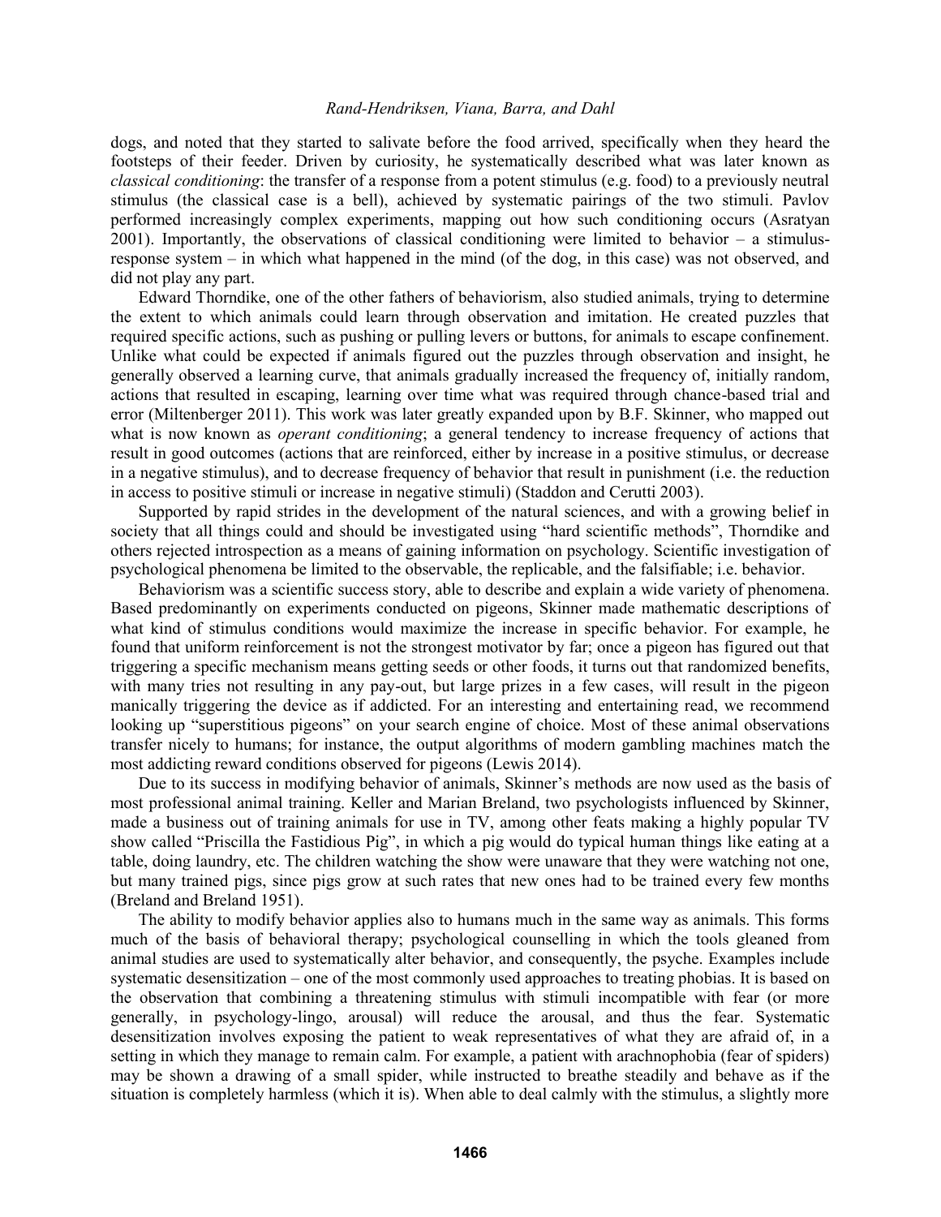dogs, and noted that they started to salivate before the food arrived, specifically when they heard the footsteps of their feeder. Driven by curiosity, he systematically described what was later known as *classical conditioning*: the transfer of a response from a potent stimulus (e.g. food) to a previously neutral stimulus (the classical case is a bell), achieved by systematic pairings of the two stimuli. Pavlov performed increasingly complex experiments, mapping out how such conditioning occurs (Asratyan 2001). Importantly, the observations of classical conditioning were limited to behavior – a stimulus-response system – in which what happened in the mind (of the dog, in this case) was not observed, and did not play any part.

Edward Thorndike, one of the other fathers of behaviorism, also studied animals, trying to determine the extent to which animals could learn through observation and imitation. He created puzzles that required specific actions, such as pushing or pulling levers or buttons, for animals to escape confinement. Unlike what could be expected if animals figured out the puzzles through observation and insight, he generally observed a learning curve, that animals gradually increased the frequency of, initially random, actions that resulted in escaping, learning over time what was required through chance-based trial and error (Miltenberger 2011). This work was later greatly expanded upon by B.F. Skinner, who mapped out what is now known as *operant conditioning*; a general tendency to increase frequency of actions that result in good outcomes (actions that are reinforced, either by increase in a positive stimulus, or decrease in a negative stimulus), and to decrease frequency of behavior that result in punishment (i.e. the reduction in access to positive stimuli or increase in negative stimuli) (Staddon and Cerutti 2003).

Supported by rapid strides in the development of the natural sciences, and with a growing belief in society that all things could and should be investigated using "hard scientific methods", Thorndike and others rejected introspection as a means of gaining information on psychology. Scientific investigation of psychological phenomena be limited to the observable, the replicable, and the falsifiable; i.e. behavior.

Behaviorism was a scientific success story, able to describe and explain a wide variety of phenomena. Based predominantly on experiments conducted on pigeons, Skinner made mathematic descriptions of what kind of stimulus conditions would maximize the increase in specific behavior. For example, he found that uniform reinforcement is not the strongest motivator by far; once a pigeon has figured out that triggering a specific mechanism means getting seeds or other foods, it turns out that randomized benefits, with many tries not resulting in any pay-out, but large prizes in a few cases, will result in the pigeon manically triggering the device as if addicted. For an interesting and entertaining read, we recommend looking up "superstitious pigeons" on your search engine of choice. Most of these animal observations transfer nicely to humans; for instance, the output algorithms of modern gambling machines match the most addicting reward conditions observed for pigeons (Lewis 2014).

Due to its success in modifying behavior of animals, Skinner's methods are now used as the basis of most professional animal training. Keller and Marian Breland, two psychologists influenced by Skinner, made a business out of training animals for use in TV, among other feats making a highly popular TV show called "Priscilla the Fastidious Pig", in which a pig would do typical human things like eating at a table, doing laundry, etc. The children watching the show were unaware that they were watching not one, but many trained pigs, since pigs grow at such rates that new ones had to be trained every few months (Breland and Breland 1951).

The ability to modify behavior applies also to humans much in the same way as animals. This forms much of the basis of behavioral therapy; psychological counselling in which the tools gleaned from animal studies are used to systematically alter behavior, and consequently, the psyche. Examples include systematic desensitization – one of the most commonly used approaches to treating phobias. It is based on the observation that combining a threatening stimulus with stimuli incompatible with fear (or more generally, in psychology-lingo, arousal) will reduce the arousal, and thus the fear. Systematic desensitization involves exposing the patient to weak representatives of what they are afraid of, in a setting in which they manage to remain calm. For example, a patient with arachnophobia (fear of spiders) may be shown a drawing of a small spider, while instructed to breathe steadily and behave as if the situation is completely harmless (which it is). When able to deal calmly with the stimulus, a slightly more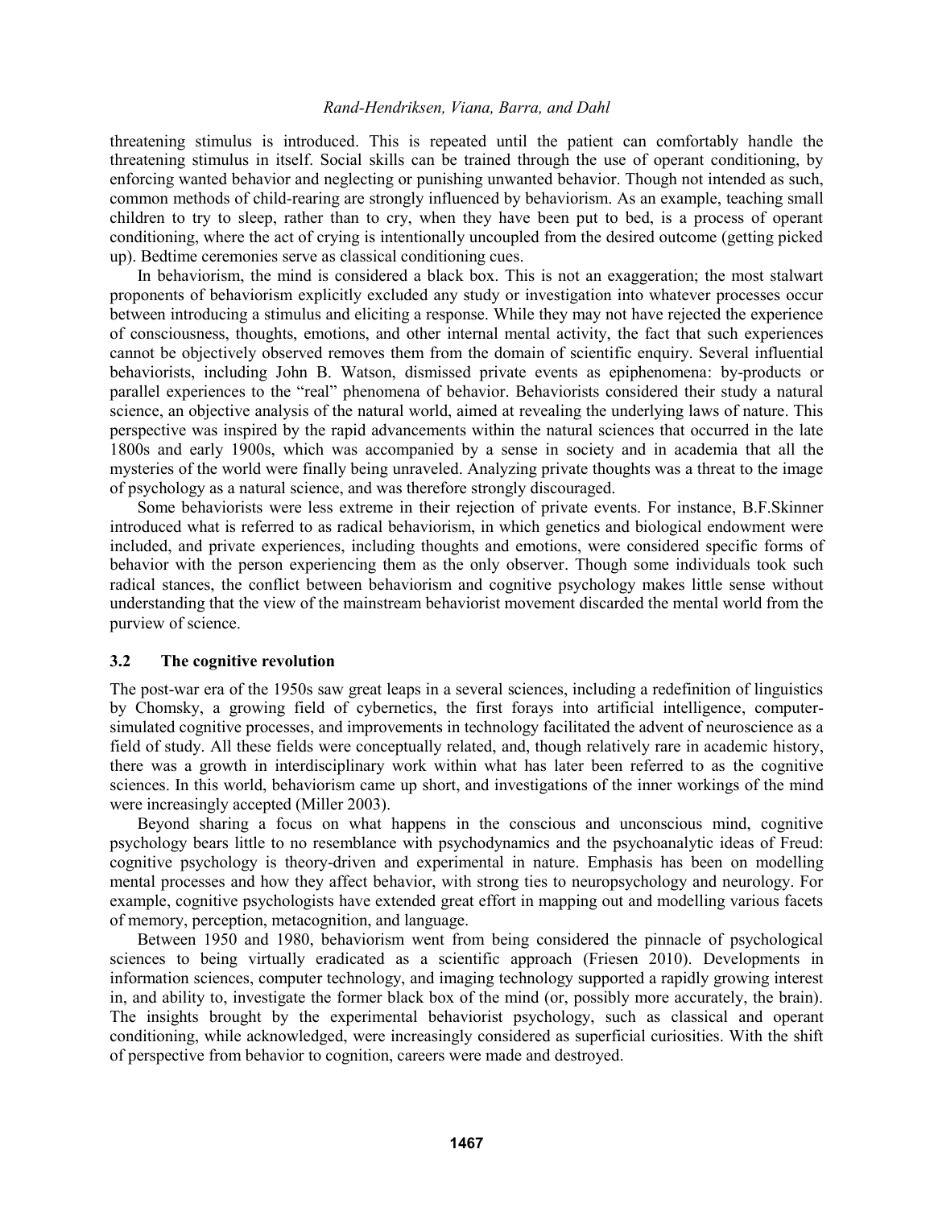threatening stimulus is introduced. This is repeated until the patient can comfortably handle the threatening stimulus in itself. Social skills can be trained through the use of operant conditioning, by enforcing wanted behavior and neglecting or punishing unwanted behavior. Though not intended as such, common methods of child-rearing are strongly influenced by behaviorism. As an example, teaching small children to try to sleep, rather than to cry, when they have been put to bed, is a process of operant conditioning, where the act of crying is intentionally uncoupled from the desired outcome (getting picked up). Bedtime ceremonies serve as classical conditioning cues.

In behaviorism, the mind is considered a black box. This is not an exaggeration; the most stalwart proponents of behaviorism explicitly excluded any study or investigation into whatever processes occur between introducing a stimulus and eliciting a response. While they may not have rejected the experience of consciousness, thoughts, emotions, and other internal mental activity, the fact that such experiences cannot be objectively observed removes them from the domain of scientific enquiry. Several influential behaviorists, including John B. Watson, dismissed private events as epiphenomena: by-products or parallel experiences to the "real" phenomena of behavior. Behaviorists considered their study a natural science, an objective analysis of the natural world, aimed at revealing the underlying laws of nature. This perspective was inspired by the rapid advancements within the natural sciences that occurred in the late 1800s and early 1900s, which was accompanied by a sense in society and in academia that all the mysteries of the world were finally being unraveled. Analyzing private thoughts was a threat to the image of psychology as a natural science, and was therefore strongly discouraged.

Some behaviorists were less extreme in their rejection of private events. For instance, B.F.Skinner introduced what is referred to as radical behaviorism, in which genetics and biological endowment were included, and private experiences, including thoughts and emotions, were considered specific forms of behavior with the person experiencing them as the only observer. Though some individuals took such radical stances, the conflict between behaviorism and cognitive psychology makes little sense without understanding that the view of the mainstream behaviorist movement discarded the mental world from the purview of science.

### 3.2 The cognitive revolution

The post-war era of the 1950s saw great leaps in a several sciences, including a redefinition of linguistics by Chomsky, a growing field of cybernetics, the first forays into artificial intelligence, computer-simulated cognitive processes, and improvements in technology facilitated the advent of neuroscience as a field of study. All these fields were conceptually related, and, though relatively rare in academic history, there was a growth in interdisciplinary work within what has later been referred to as the cognitive sciences. In this world, behaviorism came up short, and investigations of the inner workings of the mind were increasingly accepted (Miller 2003).

Beyond sharing a focus on what happens in the conscious and unconscious mind, cognitive psychology bears little to no resemblance with psychodynamics and the psychoanalytic ideas of Freud: cognitive psychology is theory-driven and experimental in nature. Emphasis has been on modelling mental processes and how they affect behavior, with strong ties to neuropsychology and neurology. For example, cognitive psychologists have extended great effort in mapping out and modelling various facets of memory, perception, metacognition, and language.

Between 1950 and 1980, behaviorism went from being considered the pinnacle of psychological sciences to being virtually eradicated as a scientific approach (Friesen 2010). Developments in information sciences, computer technology, and imaging technology supported a rapidly growing interest in, and ability to, investigate the former black box of the mind (or, possibly more accurately, the brain). The insights brought by the experimental behaviorist psychology, such as classical and operant conditioning, while acknowledged, were increasingly considered as superficial curiosities. With the shift of perspective from behavior to cognition, careers were made and destroyed.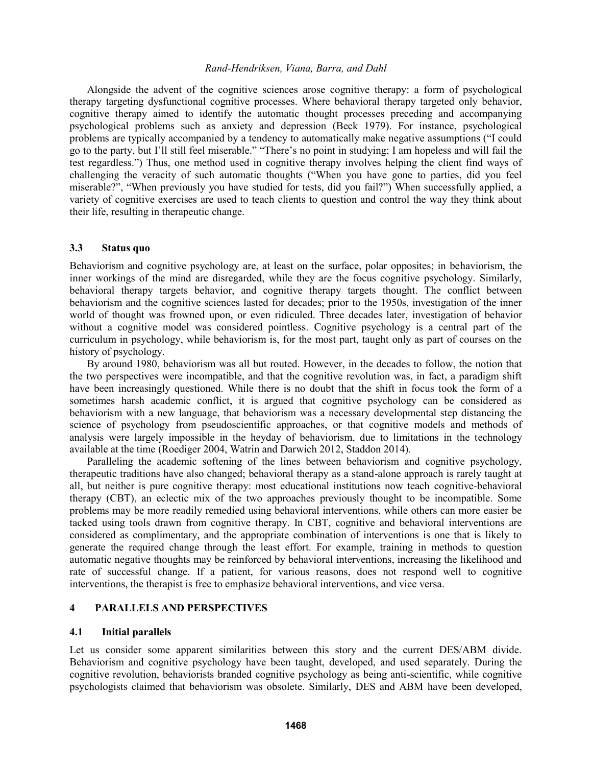Alongside the advent of the cognitive sciences arose cognitive therapy: a form of psychological therapy targeting dysfunctional cognitive processes. Where behavioral therapy targeted only behavior, cognitive therapy aimed to identify the automatic thought processes preceding and accompanying psychological problems such as anxiety and depression (Beck 1979). For instance, psychological problems are typically accompanied by a tendency to automatically make negative assumptions ("I could go to the party, but I'll still feel miserable." "There's no point in studying; I am hopeless and will fail the test regardless.") Thus, one method used in cognitive therapy involves helping the client find ways of challenging the veracity of such automatic thoughts ("When you have gone to parties, did you feel miserable?", "When previously you have studied for tests, did you fail?") When successfully applied, a variety of cognitive exercises are used to teach clients to question and control the way they think about their life, resulting in therapeutic change.

### 3.3 Status quo

Behaviorism and cognitive psychology are, at least on the surface, polar opposites; in behaviorism, the inner workings of the mind are disregarded, while they are the focus cognitive psychology. Similarly, behavioral therapy targets behavior, and cognitive therapy targets thought. The conflict between behaviorism and the cognitive sciences lasted for decades; prior to the 1950s, investigation of the inner world of thought was frowned upon, or even ridiculed. Three decades later, investigation of behavior without a cognitive model was considered pointless. Cognitive psychology is a central part of the curriculum in psychology, while behaviorism is, for the most part, taught only as part of courses on the history of psychology.

By around 1980, behaviorism was all but routed. However, in the decades to follow, the notion that the two perspectives were incompatible, and that the cognitive revolution was, in fact, a paradigm shift have been increasingly questioned. While there is no doubt that the shift in focus took the form of a sometimes harsh academic conflict, it is argued that cognitive psychology can be considered as behaviorism with a new language, that behaviorism was a necessary developmental step distancing the science of psychology from pseudoscientific approaches, or that cognitive models and methods of analysis were largely impossible in the heyday of behaviorism, due to limitations in the technology available at the time (Roediger 2004, Watrin and Darwich 2012, Staddon 2014).

Paralleling the academic softening of the lines between behaviorism and cognitive psychology, therapeutic traditions have also changed; behavioral therapy as a stand-alone approach is rarely taught at all, but neither is pure cognitive therapy: most educational institutions now teach cognitive-behavioral therapy (CBT), an eclectic mix of the two approaches previously thought to be incompatible. Some problems may be more readily remedied using behavioral interventions, while others can more easier be tacked using tools drawn from cognitive therapy. In CBT, cognitive and behavioral interventions are considered as complimentary, and the appropriate combination of interventions is one that is likely to generate the required change through the least effort. For example, training in methods to question automatic negative thoughts may be reinforced by behavioral interventions, increasing the likelihood and rate of successful change. If a patient, for various reasons, does not respond well to cognitive interventions, the therapist is free to emphasize behavioral interventions, and vice versa.

## 4 PARALLELS AND PERSPECTIVES

### 4.1 Initial parallels

Let us consider some apparent similarities between this story and the current DES/ABM divide. Behaviorism and cognitive psychology have been taught, developed, and used separately. During the cognitive revolution, behaviorists branded cognitive psychology as being anti-scientific, while cognitive psychologists claimed that behaviorism was obsolete. Similarly, DES and ABM have been developed,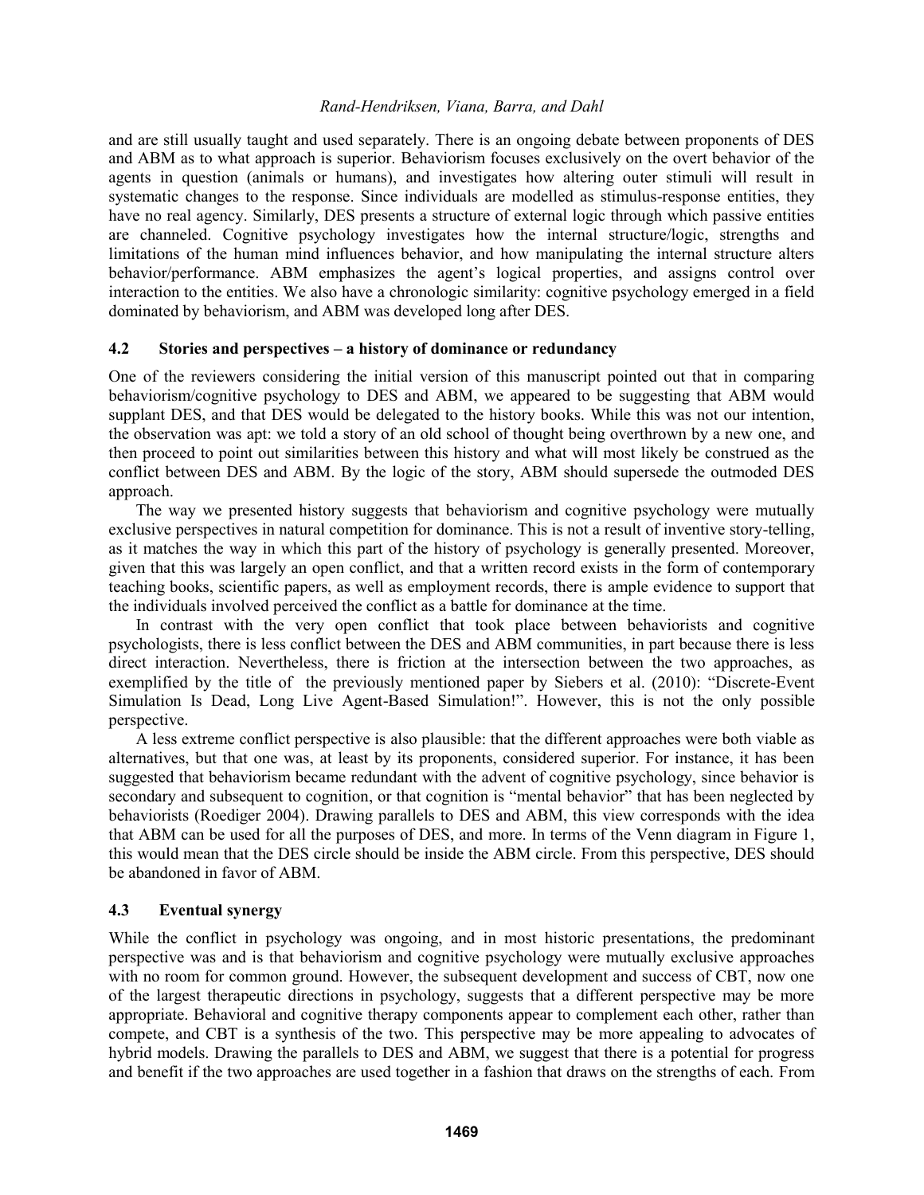and are still usually taught and used separately. There is an ongoing debate between proponents of DES and ABM as to what approach is superior. Behaviorism focuses exclusively on the overt behavior of the agents in question (animals or humans), and investigates how altering outer stimuli will result in systematic changes to the response. Since individuals are modelled as stimulus-response entities, they have no real agency. Similarly, DES presents a structure of external logic through which passive entities are channeled. Cognitive psychology investigates how the internal structure/logic, strengths and limitations of the human mind influences behavior, and how manipulating the internal structure alters behavior/performance. ABM emphasizes the agent's logical properties, and assigns control over interaction to the entities. We also have a chronologic similarity: cognitive psychology emerged in a field dominated by behaviorism, and ABM was developed long after DES.

### 4.2 Stories and perspectives – a history of dominance or redundancy

One of the reviewers considering the initial version of this manuscript pointed out that in comparing behaviorism/cognitive psychology to DES and ABM, we appeared to be suggesting that ABM would supplant DES, and that DES would be delegated to the history books. While this was not our intention, the observation was apt: we told a story of an old school of thought being overthrown by a new one, and then proceed to point out similarities between this history and what will most likely be construed as the conflict between DES and ABM. By the logic of the story, ABM should supersede the outmoded DES approach.

The way we presented history suggests that behaviorism and cognitive psychology were mutually exclusive perspectives in natural competition for dominance. This is not a result of inventive story-telling, as it matches the way in which this part of the history of psychology is generally presented. Moreover, given that this was largely an open conflict, and that a written record exists in the form of contemporary teaching books, scientific papers, as well as employment records, there is ample evidence to support that the individuals involved perceived the conflict as a battle for dominance at the time.

In contrast with the very open conflict that took place between behaviorists and cognitive psychologists, there is less conflict between the DES and ABM communities, in part because there is less direct interaction. Nevertheless, there is friction at the intersection between the two approaches, as exemplified by the title of the previously mentioned paper by Siebers et al. (2010): "Discrete-Event Simulation Is Dead, Long Live Agent-Based Simulation!". However, this is not the only possible perspective.

A less extreme conflict perspective is also plausible: that the different approaches were both viable as alternatives, but that one was, at least by its proponents, considered superior. For instance, it has been suggested that behaviorism became redundant with the advent of cognitive psychology, since behavior is secondary and subsequent to cognition, or that cognition is "mental behavior" that has been neglected by behaviorists (Roediger 2004). Drawing parallels to DES and ABM, this view corresponds with the idea that ABM can be used for all the purposes of DES, and more. In terms of the Venn diagram in Figure 1, this would mean that the DES circle should be inside the ABM circle. From this perspective, DES should be abandoned in favor of ABM.

### 4.3 Eventual synergy

While the conflict in psychology was ongoing, and in most historic presentations, the predominant perspective was and is that behaviorism and cognitive psychology were mutually exclusive approaches with no room for common ground. However, the subsequent development and success of CBT, now one of the largest therapeutic directions in psychology, suggests that a different perspective may be more appropriate. Behavioral and cognitive therapy components appear to complement each other, rather than compete, and CBT is a synthesis of the two. This perspective may be more appealing to advocates of hybrid models. Drawing the parallels to DES and ABM, we suggest that there is a potential for progress and benefit if the two approaches are used together in a fashion that draws on the strengths of each. From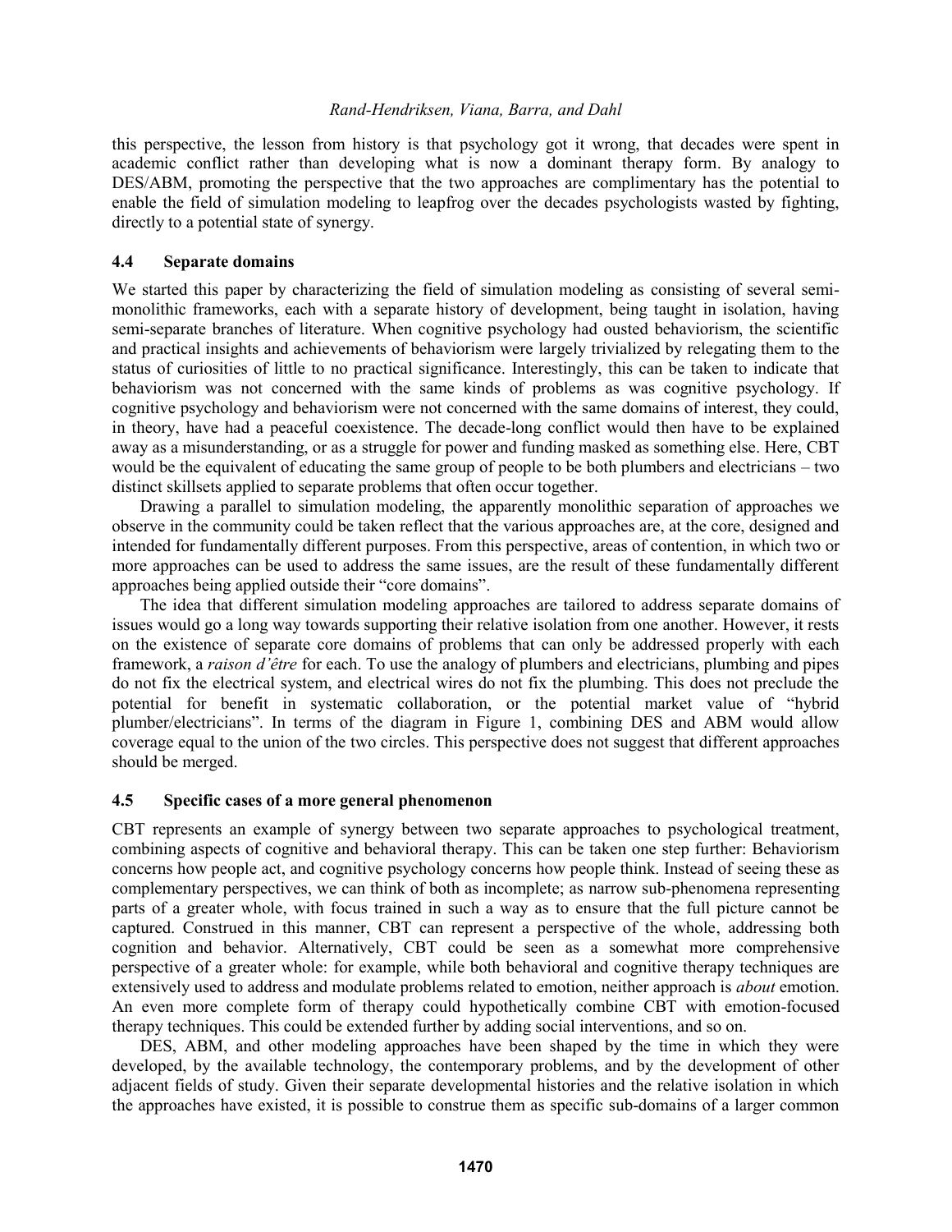this perspective, the lesson from history is that psychology got it wrong, that decades were spent in academic conflict rather than developing what is now a dominant therapy form. By analogy to DES/ABM, promoting the perspective that the two approaches are complimentary has the potential to enable the field of simulation modeling to leapfrog over the decades psychologists wasted by fighting, directly to a potential state of synergy.

### 4.4 Separate domains

We started this paper by characterizing the field of simulation modeling as consisting of several semi-monolithic frameworks, each with a separate history of development, being taught in isolation, having semi-separate branches of literature. When cognitive psychology had ousted behaviorism, the scientific and practical insights and achievements of behaviorism were largely trivialized by relegating them to the status of curiosities of little to no practical significance. Interestingly, this can be taken to indicate that behaviorism was not concerned with the same kinds of problems as was cognitive psychology. If cognitive psychology and behaviorism were not concerned with the same domains of interest, they could, in theory, have had a peaceful coexistence. The decade-long conflict would then have to be explained away as a misunderstanding, or as a struggle for power and funding masked as something else. Here, CBT would be the equivalent of educating the same group of people to be both plumbers and electricians – two distinct skillsets applied to separate problems that often occur together.

Drawing a parallel to simulation modeling, the apparently monolithic separation of approaches we observe in the community could be taken reflect that the various approaches are, at the core, designed and intended for fundamentally different purposes. From this perspective, areas of contention, in which two or more approaches can be used to address the same issues, are the result of these fundamentally different approaches being applied outside their "core domains".

The idea that different simulation modeling approaches are tailored to address separate domains of issues would go a long way towards supporting their relative isolation from one another. However, it rests on the existence of separate core domains of problems that can only be addressed properly with each framework, a *raison d'être* for each. To use the analogy of plumbers and electricians, plumbing and pipes do not fix the electrical system, and electrical wires do not fix the plumbing. This does not preclude the potential for benefit in systematic collaboration, or the potential market value of "hybrid plumber/electricians". In terms of the diagram in Figure 1, combining DES and ABM would allow coverage equal to the union of the two circles. This perspective does not suggest that different approaches should be merged.

### 4.5 Specific cases of a more general phenomenon

CBT represents an example of synergy between two separate approaches to psychological treatment, combining aspects of cognitive and behavioral therapy. This can be taken one step further: Behaviorism concerns how people act, and cognitive psychology concerns how people think. Instead of seeing these as complementary perspectives, we can think of both as incomplete; as narrow sub-phenomena representing parts of a greater whole, with focus trained in such a way as to ensure that the full picture cannot be captured. Construed in this manner, CBT can represent a perspective of the whole, addressing both cognition and behavior. Alternatively, CBT could be seen as a somewhat more comprehensive perspective of a greater whole: for example, while both behavioral and cognitive therapy techniques are extensively used to address and modulate problems related to emotion, neither approach is *about* emotion. An even more complete form of therapy could hypothetically combine CBT with emotion-focused therapy techniques. This could be extended further by adding social interventions, and so on.

DES, ABM, and other modeling approaches have been shaped by the time in which they were developed, by the available technology, the contemporary problems, and by the development of other adjacent fields of study. Given their separate developmental histories and the relative isolation in which the approaches have existed, it is possible to construe them as specific sub-domains of a larger common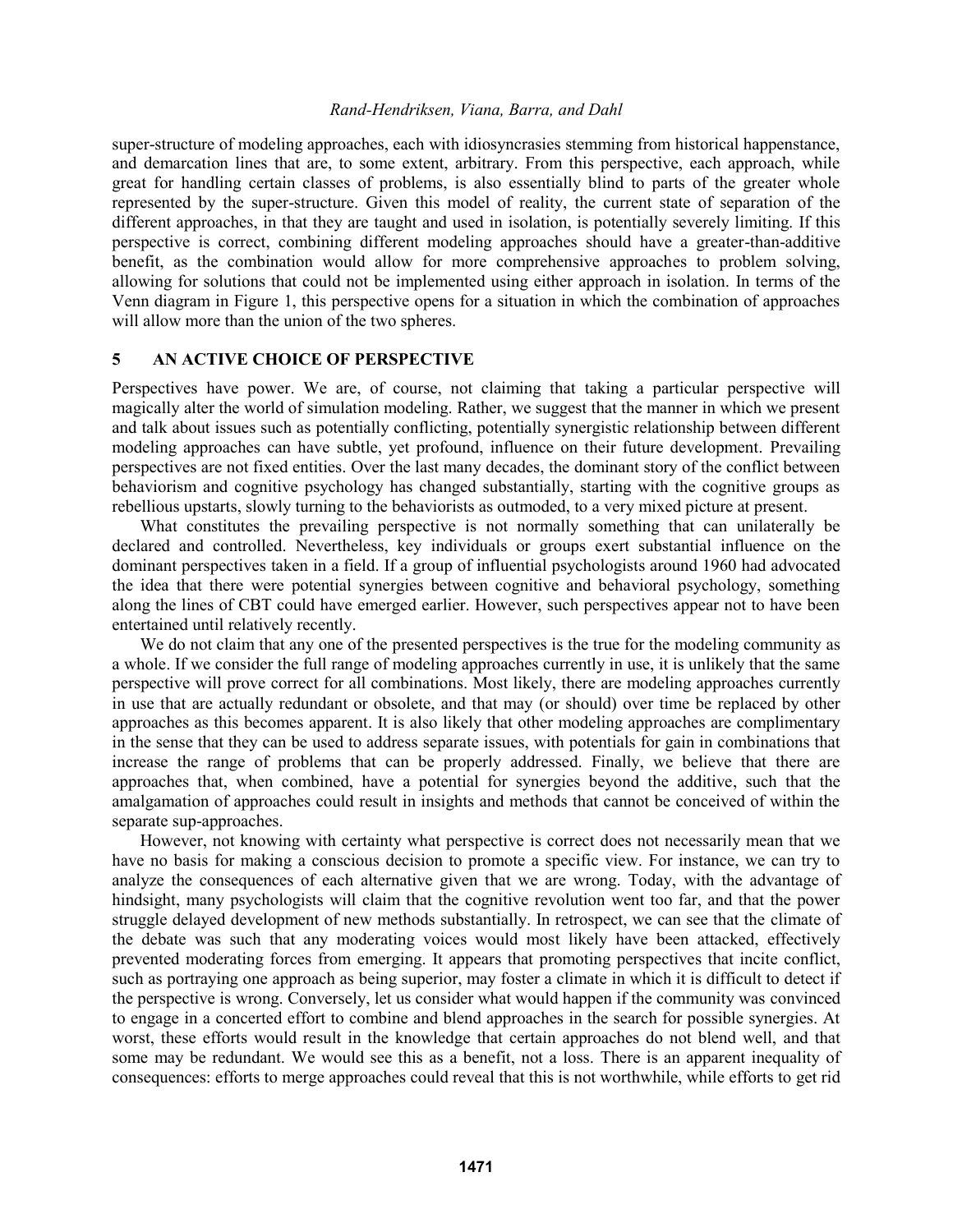super-structure of modeling approaches, each with idiosyncrasies stemming from historical happenstance, and demarcation lines that are, to some extent, arbitrary. From this perspective, each approach, while great for handling certain classes of problems, is also essentially blind to parts of the greater whole represented by the super-structure. Given this model of reality, the current state of separation of the different approaches, in that they are taught and used in isolation, is potentially severely limiting. If this perspective is correct, combining different modeling approaches should have a greater-than-additive benefit, as the combination would allow for more comprehensive approaches to problem solving, allowing for solutions that could not be implemented using either approach in isolation. In terms of the Venn diagram in Figure 1, this perspective opens for a situation in which the combination of approaches will allow more than the union of the two spheres.

## 5 AN ACTIVE CHOICE OF PERSPECTIVE

Perspectives have power. We are, of course, not claiming that taking a particular perspective will magically alter the world of simulation modeling. Rather, we suggest that the manner in which we present and talk about issues such as potentially conflicting, potentially synergistic relationship between different modeling approaches can have subtle, yet profound, influence on their future development. Prevailing perspectives are not fixed entities. Over the last many decades, the dominant story of the conflict between behaviorism and cognitive psychology has changed substantially, starting with the cognitive groups as rebellious upstarts, slowly turning to the behaviorists as outmoded, to a very mixed picture at present.

What constitutes the prevailing perspective is not normally something that can unilaterally be declared and controlled. Nevertheless, key individuals or groups exert substantial influence on the dominant perspectives taken in a field. If a group of influential psychologists around 1960 had advocated the idea that there were potential synergies between cognitive and behavioral psychology, something along the lines of CBT could have emerged earlier. However, such perspectives appear not to have been entertained until relatively recently.

We do not claim that any one of the presented perspectives is the true for the modeling community as a whole. If we consider the full range of modeling approaches currently in use, it is unlikely that the same perspective will prove correct for all combinations. Most likely, there are modeling approaches currently in use that are actually redundant or obsolete, and that may (or should) over time be replaced by other approaches as this becomes apparent. It is also likely that other modeling approaches are complimentary in the sense that they can be used to address separate issues, with potentials for gain in combinations that increase the range of problems that can be properly addressed. Finally, we believe that there are approaches that, when combined, have a potential for synergies beyond the additive, such that the amalgamation of approaches could result in insights and methods that cannot be conceived of within the separate sup-approaches.

However, not knowing with certainty what perspective is correct does not necessarily mean that we have no basis for making a conscious decision to promote a specific view. For instance, we can try to analyze the consequences of each alternative given that we are wrong. Today, with the advantage of hindsight, many psychologists will claim that the cognitive revolution went too far, and that the power struggle delayed development of new methods substantially. In retrospect, we can see that the climate of the debate was such that any moderating voices would most likely have been attacked, effectively prevented moderating forces from emerging. It appears that promoting perspectives that incite conflict, such as portraying one approach as being superior, may foster a climate in which it is difficult to detect if the perspective is wrong. Conversely, let us consider what would happen if the community was convinced to engage in a concerted effort to combine and blend approaches in the search for possible synergies. At worst, these efforts would result in the knowledge that certain approaches do not blend well, and that some may be redundant. We would see this as a benefit, not a loss. There is an apparent inequality of consequences: efforts to merge approaches could reveal that this is not worthwhile, while efforts to get rid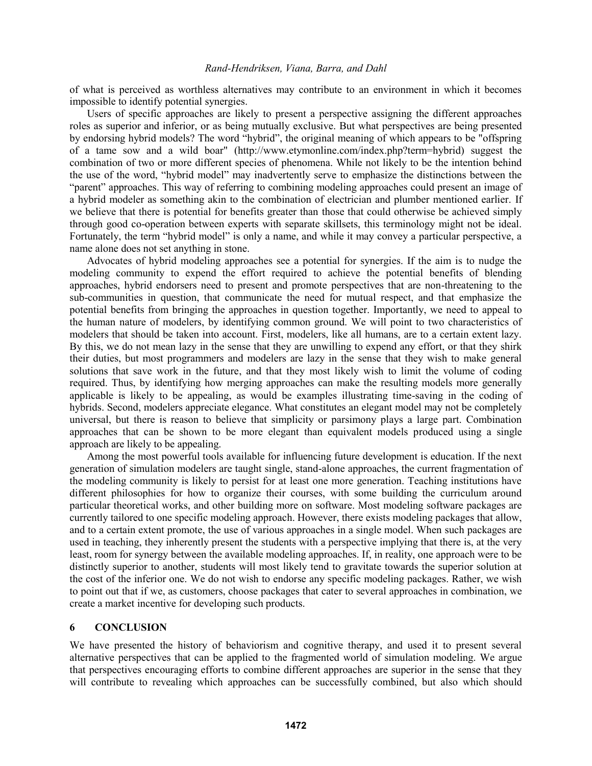of what is perceived as worthless alternatives may contribute to an environment in which it becomes impossible to identify potential synergies.

Users of specific approaches are likely to present a perspective assigning the different approaches roles as superior and inferior, or as being mutually exclusive. But what perspectives are being presented by endorsing hybrid models? The word "hybrid", the original meaning of which appears to be "offspring of a tame sow and a wild boar" (http://www.etymonline.com/index.php?term=hybrid) suggest the combination of two or more different species of phenomena. While not likely to be the intention behind the use of the word, "hybrid model" may inadvertently serve to emphasize the distinctions between the "parent" approaches. This way of referring to combining modeling approaches could present an image of a hybrid modeler as something akin to the combination of electrician and plumber mentioned earlier. If we believe that there is potential for benefits greater than those that could otherwise be achieved simply through good co-operation between experts with separate skillsets, this terminology might not be ideal. Fortunately, the term "hybrid model" is only a name, and while it may convey a particular perspective, a name alone does not set anything in stone.

Advocates of hybrid modeling approaches see a potential for synergies. If the aim is to nudge the modeling community to expend the effort required to achieve the potential benefits of blending approaches, hybrid endorsers need to present and promote perspectives that are non-threatening to the sub-communities in question, that communicate the need for mutual respect, and that emphasize the potential benefits from bringing the approaches in question together. Importantly, we need to appeal to the human nature of modelers, by identifying common ground. We will point to two characteristics of modelers that should be taken into account. First, modelers, like all humans, are to a certain extent lazy. By this, we do not mean lazy in the sense that they are unwilling to expend any effort, or that they shirk their duties, but most programmers and modelers are lazy in the sense that they wish to make general solutions that save work in the future, and that they most likely wish to limit the volume of coding required. Thus, by identifying how merging approaches can make the resulting models more generally applicable is likely to be appealing, as would be examples illustrating time-saving in the coding of hybrids. Second, modelers appreciate elegance. What constitutes an elegant model may not be completely universal, but there is reason to believe that simplicity or parsimony plays a large part. Combination approaches that can be shown to be more elegant than equivalent models produced using a single approach are likely to be appealing.

Among the most powerful tools available for influencing future development is education. If the next generation of simulation modelers are taught single, stand-alone approaches, the current fragmentation of the modeling community is likely to persist for at least one more generation. Teaching institutions have different philosophies for how to organize their courses, with some building the curriculum around particular theoretical works, and other building more on software. Most modeling software packages are currently tailored to one specific modeling approach. However, there exists modeling packages that allow, and to a certain extent promote, the use of various approaches in a single model. When such packages are used in teaching, they inherently present the students with a perspective implying that there is, at the very least, room for synergy between the available modeling approaches. If, in reality, one approach were to be distinctly superior to another, students will most likely tend to gravitate towards the superior solution at the cost of the inferior one. We do not wish to endorse any specific modeling packages. Rather, we wish to point out that if we, as customers, choose packages that cater to several approaches in combination, we create a market incentive for developing such products.

## 6 CONCLUSION

We have presented the history of behaviorism and cognitive therapy, and used it to present several alternative perspectives that can be applied to the fragmented world of simulation modeling. We argue that perspectives encouraging efforts to combine different approaches are superior in the sense that they will contribute to revealing which approaches can be successfully combined, but also which should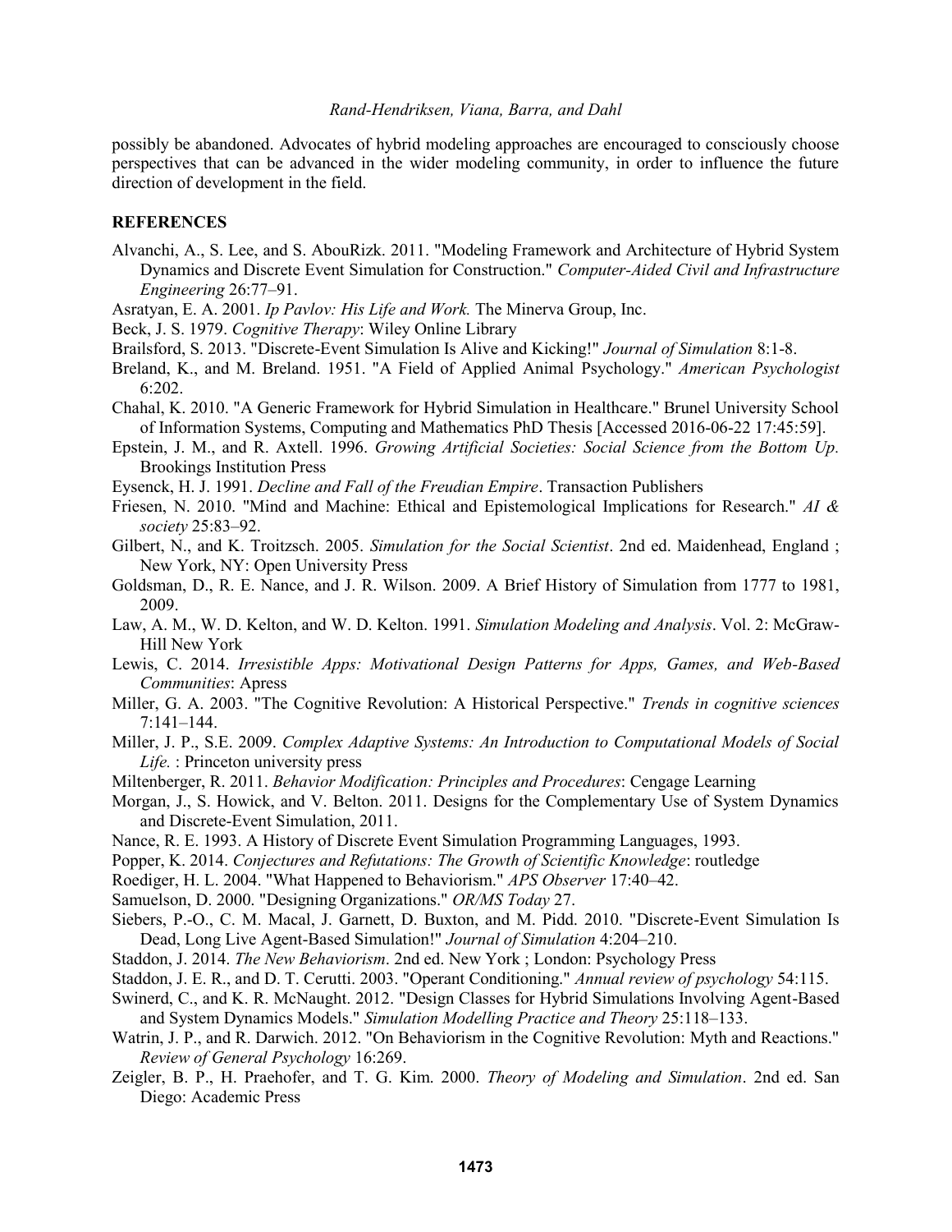possibly be abandoned. Advocates of hybrid modeling approaches are encouraged to consciously choose perspectives that can be advanced in the wider modeling community, in order to influence the future direction of development in the field.

## REFERENCES

Alvanchi, A., S. Lee, and S. AbouRizk. 2011. "Modeling Framework and Architecture of Hybrid System Dynamics and Discrete Event Simulation for Construction." *Computer-Aided Civil and Infrastructure Engineering* 26:77–91.

Asratyan, E. A. 2001. *Ip Pavlov: His Life and Work.* The Minerva Group, Inc.

Beck, J. S. 1979. *Cognitive Therapy*: Wiley Online Library

Brailsford, S. 2013. "Discrete-Event Simulation Is Alive and Kicking!" *Journal of Simulation* 8:1-8.

Breland, K., and M. Breland. 1951. "A Field of Applied Animal Psychology." *American Psychologist* 6:202.

Chahal, K. 2010. "A Generic Framework for Hybrid Simulation in Healthcare." Brunel University School of Information Systems, Computing and Mathematics PhD Thesis [Accessed 2016-06-22 17:45:59].

Epstein, J. M., and R. Axtell. 1996. *Growing Artificial Societies: Social Science from the Bottom Up.* Brookings Institution Press

Eysenck, H. J. 1991. *Decline and Fall of the Freudian Empire*. Transaction Publishers

Friesen, N. 2010. "Mind and Machine: Ethical and Epistemological Implications for Research." *AI & society* 25:83–92.

Gilbert, N., and K. Troitzsch. 2005. *Simulation for the Social Scientist*. 2nd ed. Maidenhead, England ; New York, NY: Open University Press

Goldsman, D., R. E. Nance, and J. R. Wilson. 2009. A Brief History of Simulation from 1777 to 1981, 2009.

Law, A. M., W. D. Kelton, and W. D. Kelton. 1991. *Simulation Modeling and Analysis*. Vol. 2: McGraw-Hill New York

Lewis, C. 2014. *Irresistible Apps: Motivational Design Patterns for Apps, Games, and Web-Based Communities*: Apress

Miller, G. A. 2003. "The Cognitive Revolution: A Historical Perspective." *Trends in cognitive sciences* 7:141–144.

Miller, J. P., S.E. 2009. *Complex Adaptive Systems: An Introduction to Computational Models of Social Life.* : Princeton university press

Miltenberger, R. 2011. *Behavior Modification: Principles and Procedures*: Cengage Learning

Morgan, J., S. Howick, and V. Belton. 2011. Designs for the Complementary Use of System Dynamics and Discrete-Event Simulation, 2011.

Nance, R. E. 1993. A History of Discrete Event Simulation Programming Languages, 1993.

Popper, K. 2014. *Conjectures and Refutations: The Growth of Scientific Knowledge*: routledge

Roediger, H. L. 2004. "What Happened to Behaviorism." *APS Observer* 17:40–42.

Samuelson, D. 2000. "Designing Organizations." *OR/MS Today* 27.

Siebers, P.-O., C. M. Macal, J. Garnett, D. Buxton, and M. Pidd. 2010. "Discrete-Event Simulation Is Dead, Long Live Agent-Based Simulation!" *Journal of Simulation* 4:204–210.

Staddon, J. 2014. *The New Behaviorism*. 2nd ed. New York ; London: Psychology Press

Staddon, J. E. R., and D. T. Cerutti. 2003. "Operant Conditioning." *Annual review of psychology* 54:115.

Swinerd, C., and K. R. McNaught. 2012. "Design Classes for Hybrid Simulations Involving Agent-Based and System Dynamics Models." *Simulation Modelling Practice and Theory* 25:118–133.

Watrin, J. P., and R. Darwich. 2012. "On Behaviorism in the Cognitive Revolution: Myth and Reactions." *Review of General Psychology* 16:269.

Zeigler, B. P., H. Praehofer, and T. G. Kim. 2000. *Theory of Modeling and Simulation*. 2nd ed. San Diego: Academic Press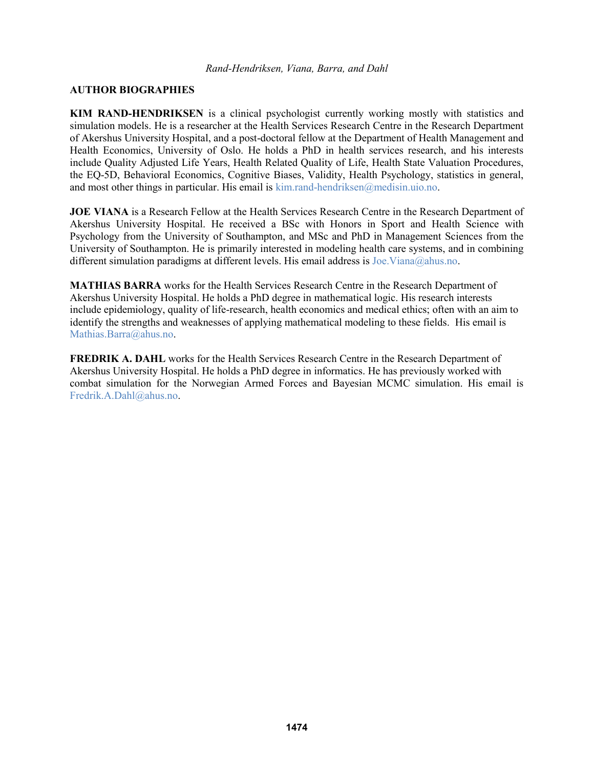## AUTHOR BIOGRAPHIES

**KIM RAND-HENDRIKSEN** is a clinical psychologist currently working mostly with statistics and simulation models. He is a researcher at the Health Services Research Centre in the Research Department of Akershus University Hospital, and a post-doctoral fellow at the Department of Health Management and Health Economics, University of Oslo. He holds a PhD in health services research, and his interests include Quality Adjusted Life Years, Health Related Quality of Life, Health State Valuation Procedures, the EQ-5D, Behavioral Economics, Cognitive Biases, Validity, Health Psychology, statistics in general, and most other things in particular. His email is kim.rand-hendriksen@medisin.uio.no.

**JOE VIANA** is a Research Fellow at the Health Services Research Centre in the Research Department of Akershus University Hospital. He received a BSc with Honors in Sport and Health Science with Psychology from the University of Southampton, and MSc and PhD in Management Sciences from the University of Southampton. He is primarily interested in modeling health care systems, and in combining different simulation paradigms at different levels. His email address is Joe.Viana@ahus.no.

**MATHIAS BARRA** works for the Health Services Research Centre in the Research Department of Akershus University Hospital. He holds a PhD degree in mathematical logic. His research interests include epidemiology, quality of life-research, health economics and medical ethics; often with an aim to identify the strengths and weaknesses of applying mathematical modeling to these fields. His email is Mathias.Barra@ahus.no.

**FREDRIK A. DAHL** works for the Health Services Research Centre in the Research Department of Akershus University Hospital. He holds a PhD degree in informatics. He has previously worked with combat simulation for the Norwegian Armed Forces and Bayesian MCMC simulation. His email is Fredrik.A.Dahl@ahus.no.